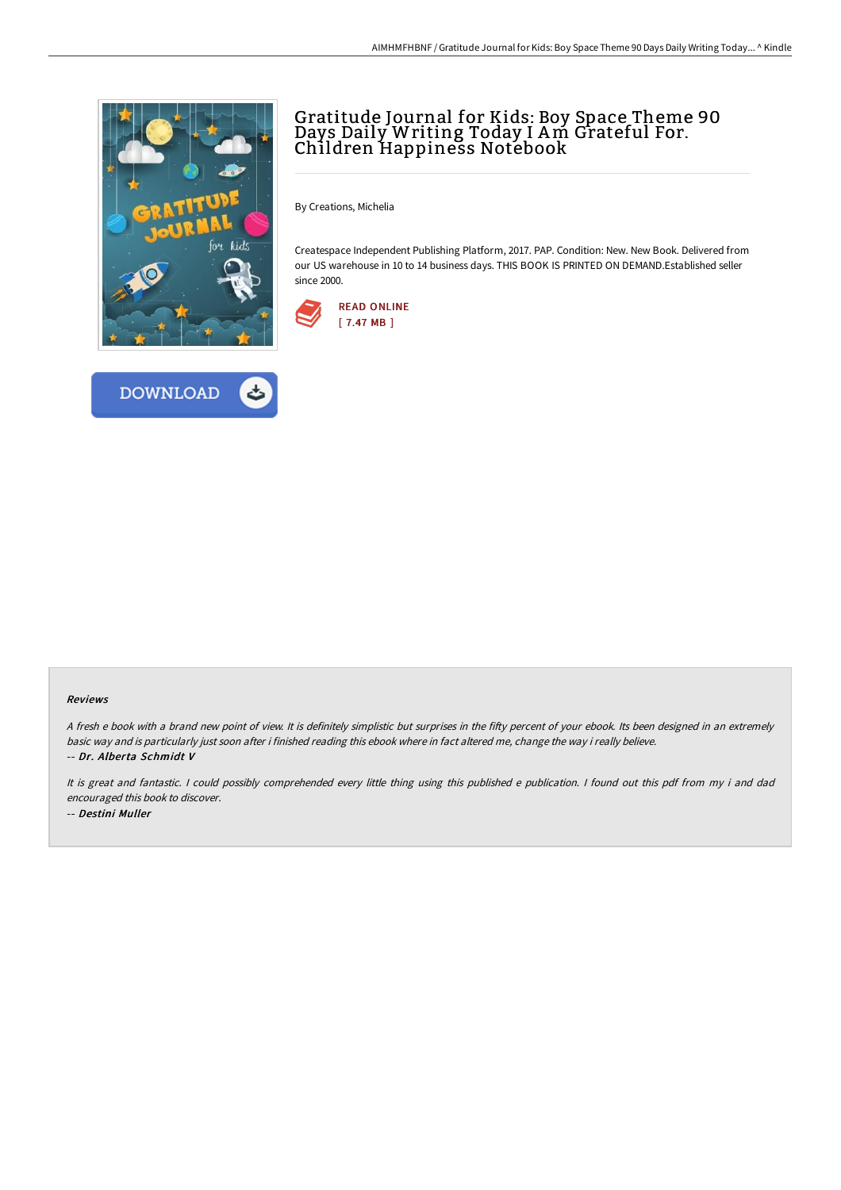# Gratitude Journal for Kids: Boy Space Theme 90 Days Daily Writing Today I Am Grateful For. Children Happiness Notebook

By Creations, Michelia

Createspace Independent Publishing Platform, 2017. PAP. Condition: New. New Book. Delivered from our US warehouse in 10 to 14 business days. THIS BOOK IS PRINTED ON DEMAND.Established seller since 2000.

READ ONLINE
[ 7.47 MB ]

DOWNLOAD

### Reviews

*A fresh e book with a brand new point of view. It is definitely simplistic but surprises in the fifty percent of your ebook. Its been designed in an extremely basic way and is particularly just soon after i finished reading this ebook where in fact altered me, change the way i really believe.*

-- ***Dr. Alberta Schmidt V***

*It is great and fantastic. I could possibly comprehended every little thing using this published e publication. I found out this pdf from my i and dad encouraged this book to discover.*

-- ***Destini Muller***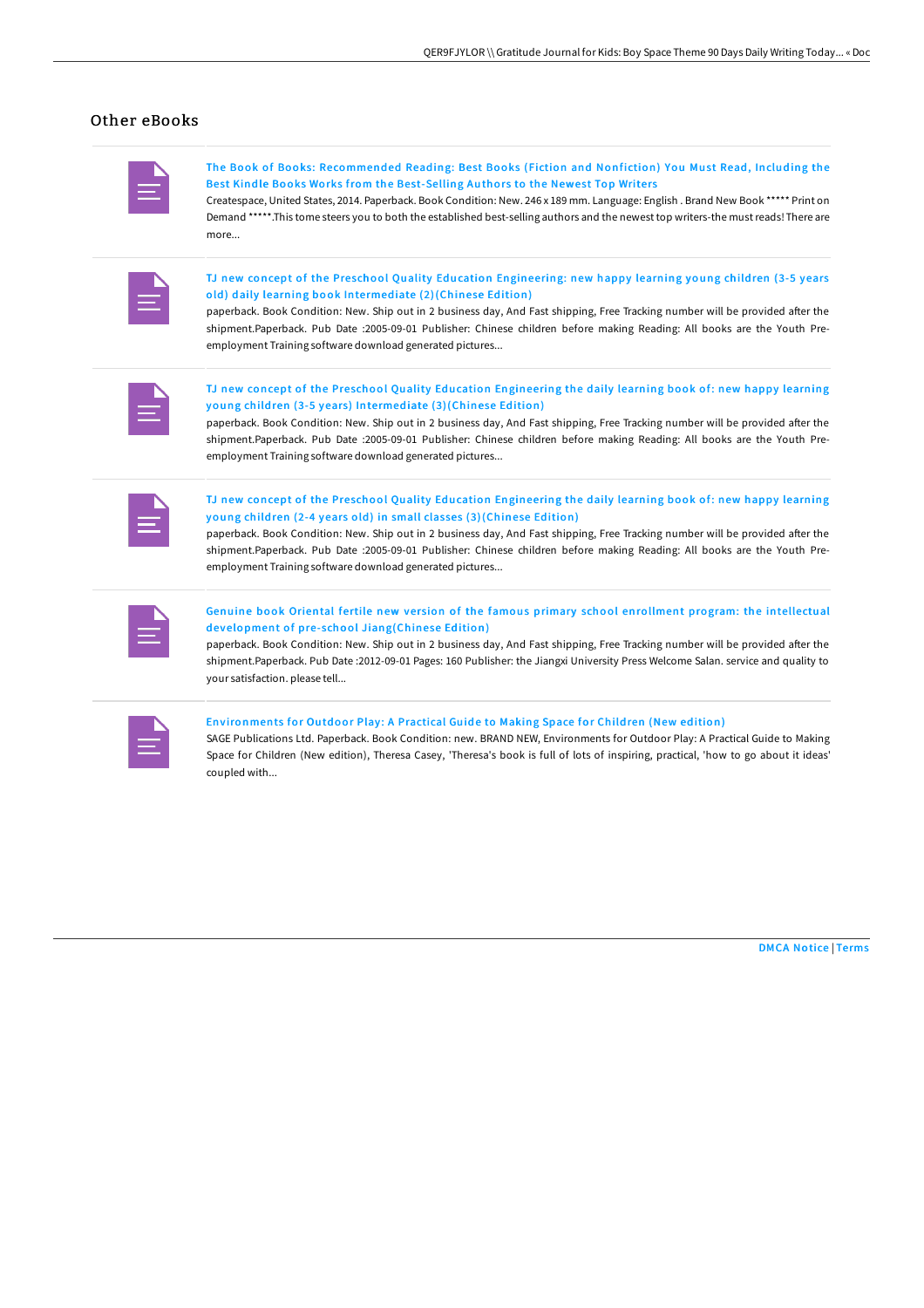## Other eBooks

**The Book of Books: Recommended Reading: Best Books (Fiction and Nonfiction) You Must Read, Including the Best Kindle Books Works from the Best-Selling Authors to the Newest Top Writers**

Createspace, United States, 2014. Paperback. Book Condition: New. 246 x 189 mm. Language: English . Brand New Book ***** Print on Demand *****.This tome steers you to both the established best-selling authors and the newest top writers-the must reads! There are more...

**TJ new concept of the Preschool Quality Education Engineering: new happy learning young children (3-5 years old) daily learning book Intermediate (2)(Chinese Edition)**

paperback. Book Condition: New. Ship out in 2 business day, And Fast shipping, Free Tracking number will be provided after the shipment.Paperback. Pub Date :2005-09-01 Publisher: Chinese children before making Reading: All books are the Youth Pre-employment Training software download generated pictures...

**TJ new concept of the Preschool Quality Education Engineering the daily learning book of: new happy learning young children (3-5 years) Intermediate (3)(Chinese Edition)**

paperback. Book Condition: New. Ship out in 2 business day, And Fast shipping, Free Tracking number will be provided after the shipment.Paperback. Pub Date :2005-09-01 Publisher: Chinese children before making Reading: All books are the Youth Pre-employment Training software download generated pictures...

**TJ new concept of the Preschool Quality Education Engineering the daily learning book of: new happy learning young children (2-4 years old) in small classes (3)(Chinese Edition)**

paperback. Book Condition: New. Ship out in 2 business day, And Fast shipping, Free Tracking number will be provided after the shipment.Paperback. Pub Date :2005-09-01 Publisher: Chinese children before making Reading: All books are the Youth Pre-employment Training software download generated pictures...

**Genuine book Oriental fertile new version of the famous primary school enrollment program: the intellectual development of pre-school Jiang(Chinese Edition)**

paperback. Book Condition: New. Ship out in 2 business day, And Fast shipping, Free Tracking number will be provided after the shipment.Paperback. Pub Date :2012-09-01 Pages: 160 Publisher: the Jiangxi University Press Welcome Salan. service and quality to your satisfaction. please tell...

**Environments for Outdoor Play: A Practical Guide to Making Space for Children (New edition)**

SAGE Publications Ltd. Paperback. Book Condition: new. BRAND NEW, Environments for Outdoor Play: A Practical Guide to Making Space for Children (New edition), Theresa Casey, 'Theresa's book is full of lots of inspiring, practical, 'how to go about it ideas' coupled with...

DMCA Notice | Terms